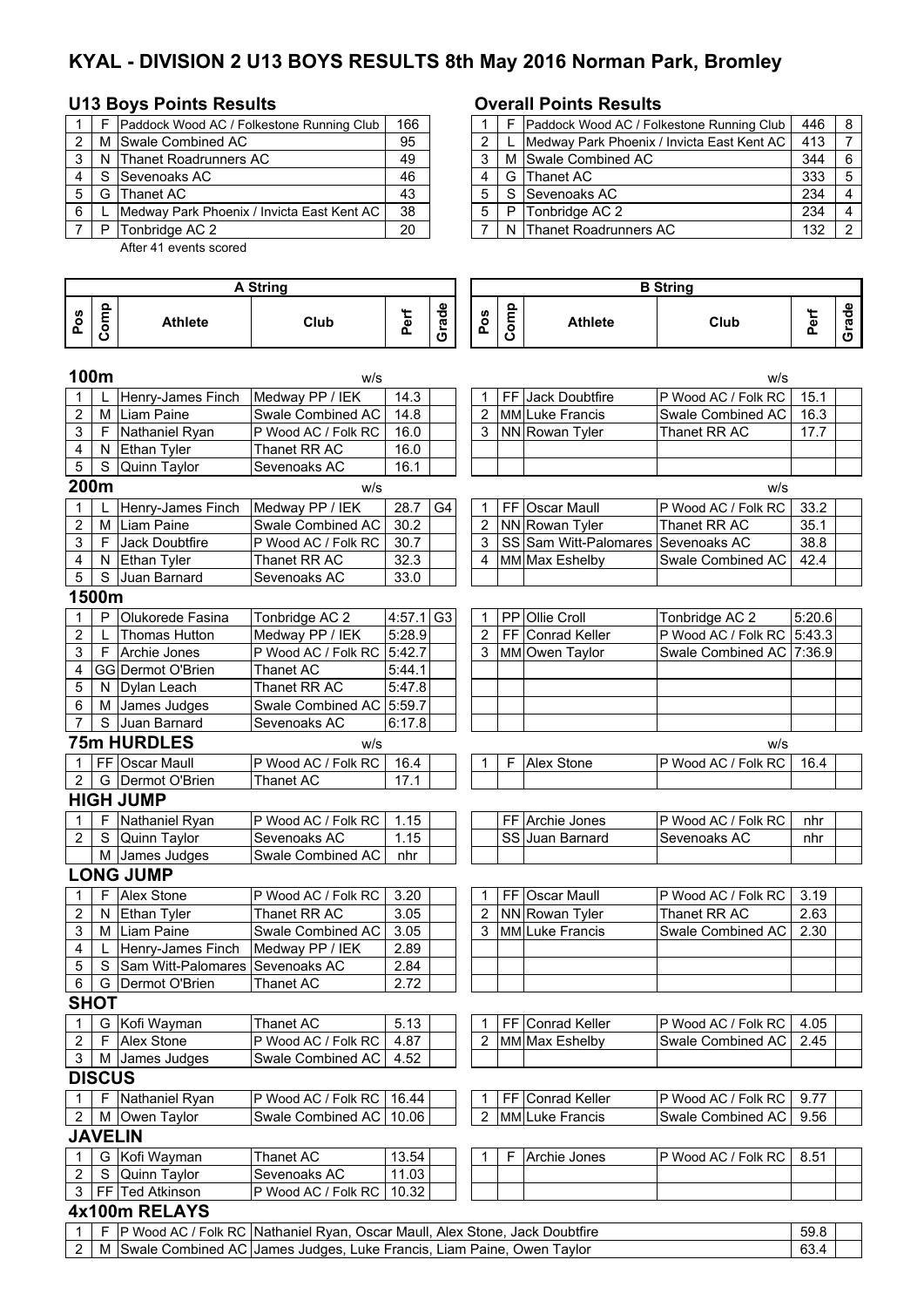# KYAL - DIVISION 2 U13 BOYS RESULTS 8th May 2016 Norman Park, Bromley

## U13 Boys Points Results

| | | | |
|---|---|---|---|
| 1 | F | Paddock Wood AC / Folkestone Running Club | 166 |
| 2 | M | Swale Combined AC | 95 |
| 3 | N | Thanet Roadrunners AC | 49 |
| 4 | S | Sevenoaks AC | 46 |
| 5 | G | Thanet AC | 43 |
| 6 | L | Medway Park Phoenix / Invicta East Kent AC | 38 |
| 7 | P | Tonbridge AC 2 | 20 |

After 41 events scored

## Overall Points Results

| | | | | |
|---|---|---|---|---|
| 1 | F | Paddock Wood AC / Folkestone Running Club | 446 | 8 |
| 2 | L | Medway Park Phoenix / Invicta East Kent AC | 413 | 7 |
| 3 | M | Swale Combined AC | 344 | 6 |
| 4 | G | Thanet AC | 333 | 5 |
| 5 | S | Sevenoaks AC | 234 | 4 |
| 5 | P | Tonbridge AC 2 | 234 | 4 |
| 7 | N | Thanet Roadrunners AC | 132 | 2 |

## A String

| Pos | Comp | Athlete | Club | Perf | Grade |
|---|---|---|---|---|---|
| **100m** | | | w/s | | |
| 1 | L | Henry-James Finch | Medway PP / IEK | 14.3 | |
| 2 | M | Liam Paine | Swale Combined AC | 14.8 | |
| 3 | F | Nathaniel Ryan | P Wood AC / Folk RC | 16.0 | |
| 4 | N | Ethan Tyler | Thanet RR AC | 16.0 | |
| 5 | S | Quinn Taylor | Sevenoaks AC | 16.1 | |
| **200m** | | | w/s | | |
| 1 | L | Henry-James Finch | Medway PP / IEK | 28.7 | G4 |
| 2 | M | Liam Paine | Swale Combined AC | 30.2 | |
| 3 | F | Jack Doubtfire | P Wood AC / Folk RC | 30.7 | |
| 4 | N | Ethan Tyler | Thanet RR AC | 32.3 | |
| 5 | S | Juan Barnard | Sevenoaks AC | 33.0 | |
| **1500m** | | | | | |
| 1 | P | Olukorede Fasina | Tonbridge AC 2 | 4:57.1 | G3 |
| 2 | L | Thomas Hutton | Medway PP / IEK | 5:28.9 | |
| 3 | F | Archie Jones | P Wood AC / Folk RC | 5:42.7 | |
| 4 | GG | Dermot O'Brien | Thanet AC | 5:44.1 | |
| 5 | N | Dylan Leach | Thanet RR AC | 5:47.8 | |
| 6 | M | James Judges | Swale Combined AC | 5:59.7 | |
| 7 | S | Juan Barnard | Sevenoaks AC | 6:17.8 | |
| **75m HURDLES** | | | w/s | | |
| 1 | FF | Oscar Maull | P Wood AC / Folk RC | 16.4 | |
| 2 | G | Dermot O'Brien | Thanet AC | 17.1 | |
| **HIGH JUMP** | | | | | |
| 1 | F | Nathaniel Ryan | P Wood AC / Folk RC | 1.15 | |
| 2 | S | Quinn Taylor | Sevenoaks AC | 1.15 | |
| | M | James Judges | Swale Combined AC | nhr | |
| **LONG JUMP** | | | | | |
| 1 | F | Alex Stone | P Wood AC / Folk RC | 3.20 | |
| 2 | N | Ethan Tyler | Thanet RR AC | 3.05 | |
| 3 | M | Liam Paine | Swale Combined AC | 3.05 | |
| 4 | L | Henry-James Finch | Medway PP / IEK | 2.89 | |
| 5 | S | Sam Witt-Palomares | Sevenoaks AC | 2.84 | |
| 6 | G | Dermot O'Brien | Thanet AC | 2.72 | |
| **SHOT** | | | | | |
| 1 | G | Kofi Wayman | Thanet AC | 5.13 | |
| 2 | F | Alex Stone | P Wood AC / Folk RC | 4.87 | |
| 3 | M | James Judges | Swale Combined AC | 4.52 | |
| **DISCUS** | | | | | |
| 1 | F | Nathaniel Ryan | P Wood AC / Folk RC | 16.44 | |
| 2 | M | Owen Taylor | Swale Combined AC | 10.06 | |
| **JAVELIN** | | | | | |
| 1 | G | Kofi Wayman | Thanet AC | 13.54 | |
| 2 | S | Quinn Taylor | Sevenoaks AC | 11.03 | |
| 3 | FF | Ted Atkinson | P Wood AC / Folk RC | 10.32 | |

## B String

| Pos | Comp | Athlete | Club | Perf | Grade |
|---|---|---|---|---|---|
| **100m** | | | w/s | | |
| 1 | FF | Jack Doubtfire | P Wood AC / Folk RC | 15.1 | |
| 2 | MM | Luke Francis | Swale Combined AC | 16.3 | |
| 3 | NN | Rowan Tyler | Thanet RR AC | 17.7 | |
| **200m** | | | w/s | | |
| 1 | FF | Oscar Maull | P Wood AC / Folk RC | 33.2 | |
| 2 | NN | Rowan Tyler | Thanet RR AC | 35.1 | |
| 3 | SS | Sam Witt-Palomares | Sevenoaks AC | 38.8 | |
| 4 | MM | Max Eshelby | Swale Combined AC | 42.4 | |
| **1500m** | | | | | |
| 1 | PP | Ollie Croll | Tonbridge AC 2 | 5:20.6 | |
| 2 | FF | Conrad Keller | P Wood AC / Folk RC | 5:43.3 | |
| 3 | MM | Owen Taylor | Swale Combined AC | 7:36.9 | |
| **75m HURDLES** | | | w/s | | |
| 1 | F | Alex Stone | P Wood AC / Folk RC | 16.4 | |
| **HIGH JUMP** | | | | | |
| | FF | Archie Jones | P Wood AC / Folk RC | nhr | |
| | SS | Juan Barnard | Sevenoaks AC | nhr | |
| **LONG JUMP** | | | | | |
| 1 | FF | Oscar Maull | P Wood AC / Folk RC | 3.19 | |
| 2 | NN | Rowan Tyler | Thanet RR AC | 2.63 | |
| 3 | MM | Luke Francis | Swale Combined AC | 2.30 | |
| **SHOT** | | | | | |
| 1 | FF | Conrad Keller | P Wood AC / Folk RC | 4.05 | |
| 2 | MM | Max Eshelby | Swale Combined AC | 2.45 | |
| **DISCUS** | | | | | |
| 1 | FF | Conrad Keller | P Wood AC / Folk RC | 9.77 | |
| 2 | MM | Luke Francis | Swale Combined AC | 9.56 | |
| **JAVELIN** | | | | | |
| 1 | F | Archie Jones | P Wood AC / Folk RC | 8.51 | |

## 4x100m RELAYS

| Pos | Comp | Club | Athletes | Perf | Grade |
|---|---|---|---|---|---|
| 1 | F | P Wood AC / Folk RC | Nathaniel Ryan, Oscar Maull, Alex Stone, Jack Doubtfire | 59.8 | |
| 2 | M | Swale Combined AC | James Judges, Luke Francis, Liam Paine, Owen Taylor | 63.4 | |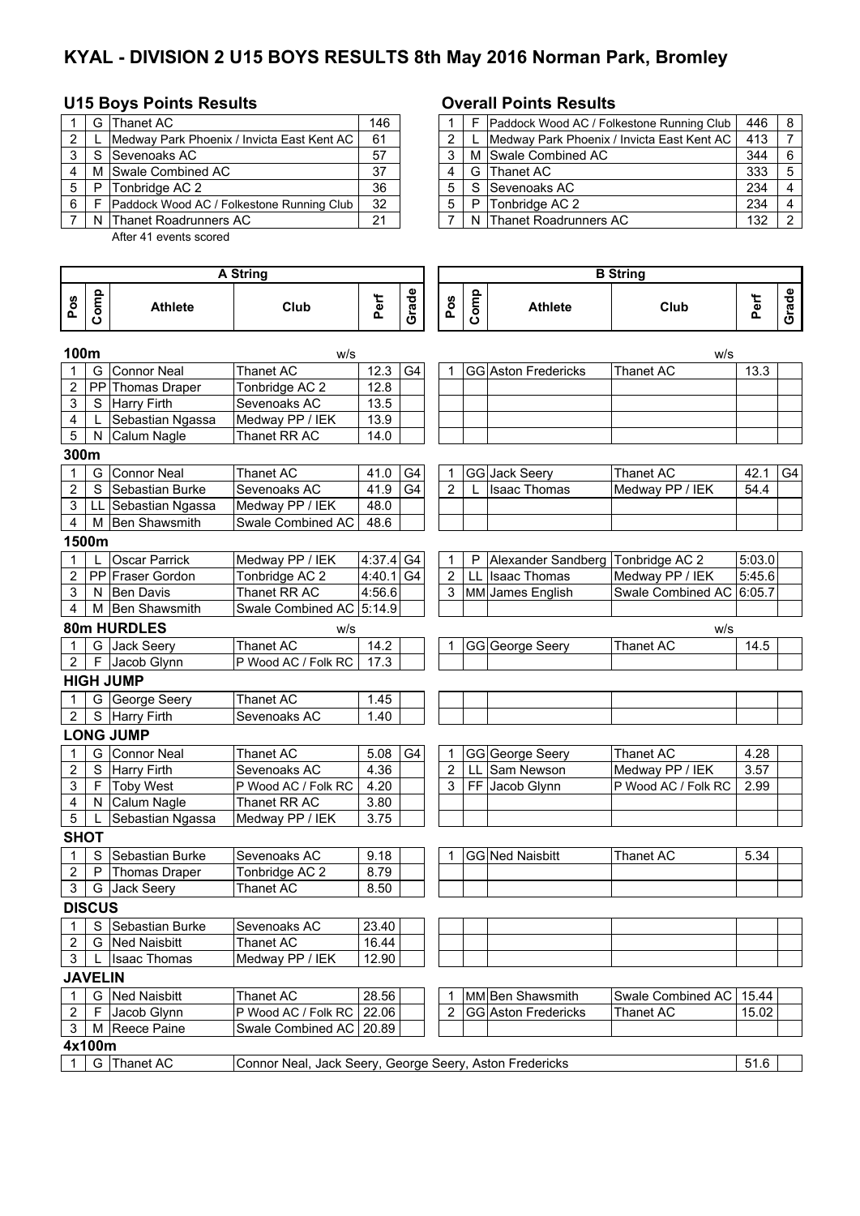# KYAL - DIVISION 2 U15 BOYS RESULTS 8th May 2016 Norman Park, Bromley

## U15 Boys Points Results

| | | | |
|---|---|---|---|
| 1 | G | Thanet AC | 146 |
| 2 | L | Medway Park Phoenix / Invicta East Kent AC | 61 |
| 3 | S | Sevenoaks AC | 57 |
| 4 | M | Swale Combined AC | 37 |
| 5 | P | Tonbridge AC 2 | 36 |
| 6 | F | Paddock Wood AC / Folkestone Running Club | 32 |
| 7 | N | Thanet Roadrunners AC | 21 |

After 41 events scored

## Overall Points Results

| | | | | |
|---|---|---|---|---|
| 1 | F | Paddock Wood AC / Folkestone Running Club | 446 | 8 |
| 2 | L | Medway Park Phoenix / Invicta East Kent AC | 413 | 7 |
| 3 | M | Swale Combined AC | 344 | 6 |
| 4 | G | Thanet AC | 333 | 5 |
| 5 | S | Sevenoaks AC | 234 | 4 |
| 5 | P | Tonbridge AC 2 | 234 | 4 |
| 7 | N | Thanet Roadrunners AC | 132 | 2 |

| A String | | | | | | B String | | | | | |
|---|---|---|---|---|---|---|---|---|---|---|---|
| Pos | Comp | Athlete | Club | Perf | Grade | Pos | Comp | Athlete | Club | Perf | Grade |
| **100m** | | | w/s | | | | | | w/s | | |
| 1 | G | Connor Neal | Thanet AC | 12.3 | G4 | 1 | GG | Aston Fredericks | Thanet AC | 13.3 | |
| 2 | PP | Thomas Draper | Tonbridge AC 2 | 12.8 | | | | | | | |
| 3 | S | Harry Firth | Sevenoaks AC | 13.5 | | | | | | | |
| 4 | L | Sebastian Ngassa | Medway PP / IEK | 13.9 | | | | | | | |
| 5 | N | Calum Nagle | Thanet RR AC | 14.0 | | | | | | | |
| **300m** | | | | | | | | | | | |
| 1 | G | Connor Neal | Thanet AC | 41.0 | G4 | 1 | GG | Jack Seery | Thanet AC | 42.1 | G4 |
| 2 | S | Sebastian Burke | Sevenoaks AC | 41.9 | G4 | 2 | L | Isaac Thomas | Medway PP / IEK | 54.4 | |
| 3 | LL | Sebastian Ngassa | Medway PP / IEK | 48.0 | | | | | | | |
| 4 | M | Ben Shawsmith | Swale Combined AC | 48.6 | | | | | | | |
| **1500m** | | | | | | | | | | | |
| 1 | L | Oscar Parrick | Medway PP / IEK | 4:37.4 | G4 | 1 | P | Alexander Sandberg | Tonbridge AC 2 | 5:03.0 | |
| 2 | PP | Fraser Gordon | Tonbridge AC 2 | 4:40.1 | G4 | 2 | LL | Isaac Thomas | Medway PP / IEK | 5:45.6 | |
| 3 | N | Ben Davis | Thanet RR AC | 4:56.6 | | 3 | MM | James English | Swale Combined AC | 6:05.7 | |
| 4 | M | Ben Shawsmith | Swale Combined AC | 5:14.9 | | | | | | | |
| **80m HURDLES** | | | w/s | | | | | | w/s | | |
| 1 | G | Jack Seery | Thanet AC | 14.2 | | 1 | GG | George Seery | Thanet AC | 14.5 | |
| 2 | F | Jacob Glynn | P Wood AC / Folk RC | 17.3 | | | | | | | |
| **HIGH JUMP** | | | | | | | | | | | |
| 1 | G | George Seery | Thanet AC | 1.45 | | | | | | | |
| 2 | S | Harry Firth | Sevenoaks AC | 1.40 | | | | | | | |
| **LONG JUMP** | | | | | | | | | | | |
| 1 | G | Connor Neal | Thanet AC | 5.08 | G4 | 1 | GG | George Seery | Thanet AC | 4.28 | |
| 2 | S | Harry Firth | Sevenoaks AC | 4.36 | | 2 | LL | Sam Newson | Medway PP / IEK | 3.57 | |
| 3 | F | Toby West | P Wood AC / Folk RC | 4.20 | | 3 | FF | Jacob Glynn | P Wood AC / Folk RC | 2.99 | |
| 4 | N | Calum Nagle | Thanet RR AC | 3.80 | | | | | | | |
| 5 | L | Sebastian Ngassa | Medway PP / IEK | 3.75 | | | | | | | |
| **SHOT** | | | | | | | | | | | |
| 1 | S | Sebastian Burke | Sevenoaks AC | 9.18 | | 1 | GG | Ned Naisbitt | Thanet AC | 5.34 | |
| 2 | P | Thomas Draper | Tonbridge AC 2 | 8.79 | | | | | | | |
| 3 | G | Jack Seery | Thanet AC | 8.50 | | | | | | | |
| **DISCUS** | | | | | | | | | | | |
| 1 | S | Sebastian Burke | Sevenoaks AC | 23.40 | | | | | | | |
| 2 | G | Ned Naisbitt | Thanet AC | 16.44 | | | | | | | |
| 3 | L | Isaac Thomas | Medway PP / IEK | 12.90 | | | | | | | |
| **JAVELIN** | | | | | | | | | | | |
| 1 | G | Ned Naisbitt | Thanet AC | 28.56 | | 1 | MM | Ben Shawsmith | Swale Combined AC | 15.44 | |
| 2 | F | Jacob Glynn | P Wood AC / Folk RC | 22.06 | | 2 | GG | Aston Fredericks | Thanet AC | 15.02 | |
| 3 | M | Reece Paine | Swale Combined AC | 20.89 | | | | | | | |
| **4x100m** | | | | | | | | | | | |
| 1 | G | Thanet AC | Connor Neal, Jack Seery, George Seery, Aston Fredericks | | | | | | | 51.6 | |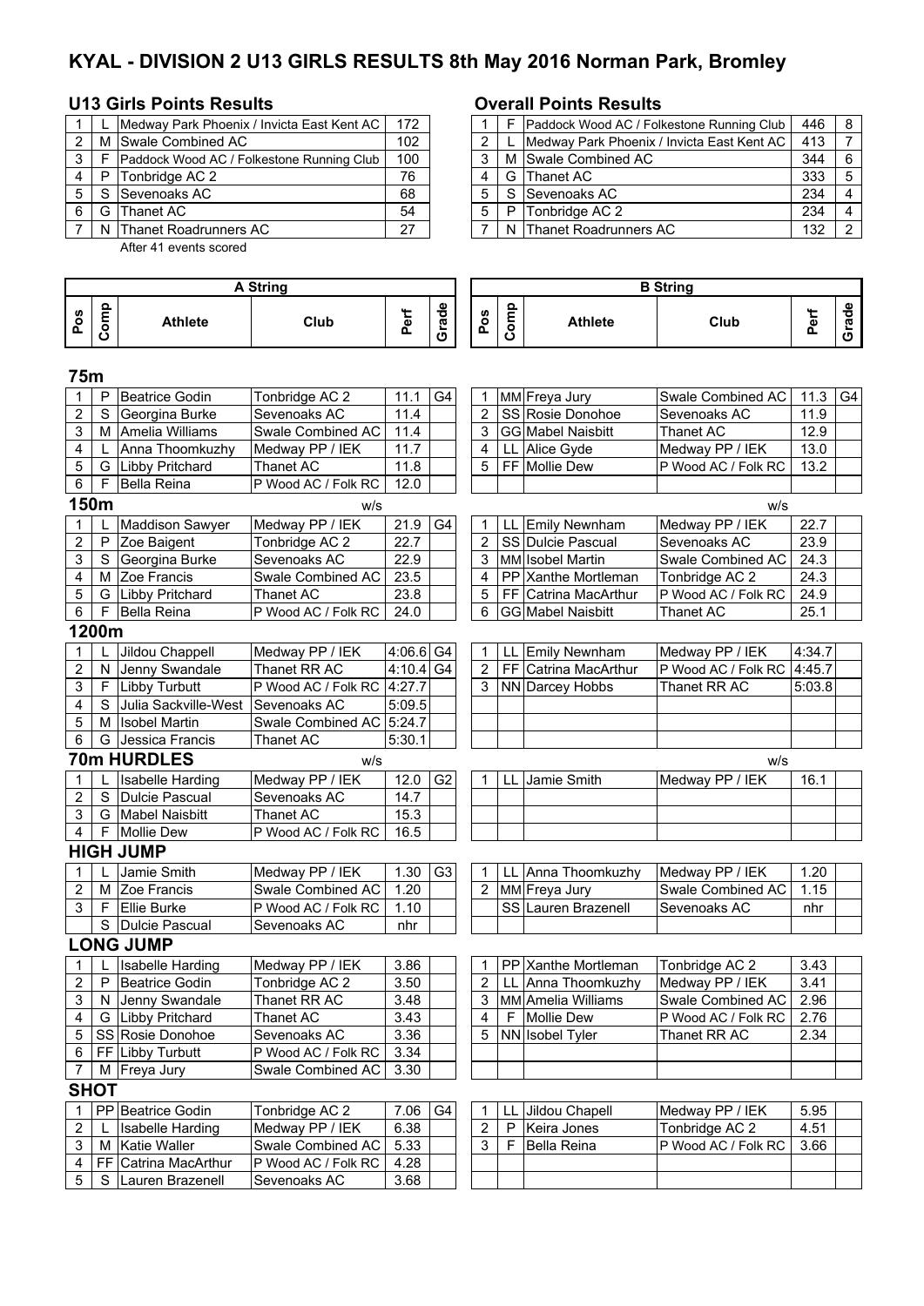# KYAL - DIVISION 2 U13 GIRLS RESULTS 8th May 2016 Norman Park, Bromley

## U13 Girls Points Results

| | | | |
|---|---|---|---|
| 1 | L | Medway Park Phoenix / Invicta East Kent AC | 172 |
| 2 | M | Swale Combined AC | 102 |
| 3 | F | Paddock Wood AC / Folkestone Running Club | 100 |
| 4 | P | Tonbridge AC 2 | 76 |
| 5 | S | Sevenoaks AC | 68 |
| 6 | G | Thanet AC | 54 |
| 7 | N | Thanet Roadrunners AC | 27 |

After 41 events scored

## Overall Points Results

| | | | | |
|---|---|---|---|---|
| 1 | F | Paddock Wood AC / Folkestone Running Club | 446 | 8 |
| 2 | L | Medway Park Phoenix / Invicta East Kent AC | 413 | 7 |
| 3 | M | Swale Combined AC | 344 | 6 |
| 4 | G | Thanet AC | 333 | 5 |
| 5 | S | Sevenoaks AC | 234 | 4 |
| 5 | P | Tonbridge AC 2 | 234 | 4 |
| 7 | N | Thanet Roadrunners AC | 132 | 2 |

## A String

### 75m

| Pos | Comp | Athlete | Club | Perf | Grade |
|---|---|---|---|---|---|
| 1 | P | Beatrice Godin | Tonbridge AC 2 | 11.1 | G4 |
| 2 | S | Georgina Burke | Sevenoaks AC | 11.4 | |
| 3 | M | Amelia Williams | Swale Combined AC | 11.4 | |
| 4 | L | Anna Thoomkuzhy | Medway PP / IEK | 11.7 | |
| 5 | G | Libby Pritchard | Thanet AC | 11.8 | |
| 6 | F | Bella Reina | P Wood AC / Folk RC | 12.0 | |

### 150m (w/s)

| Pos | Comp | Athlete | Club | Perf | Grade |
|---|---|---|---|---|---|
| 1 | L | Maddison Sawyer | Medway PP / IEK | 21.9 | G4 |
| 2 | P | Zoe Baigent | Tonbridge AC 2 | 22.7 | |
| 3 | S | Georgina Burke | Sevenoaks AC | 22.9 | |
| 4 | M | Zoe Francis | Swale Combined AC | 23.5 | |
| 5 | G | Libby Pritchard | Thanet AC | 23.8 | |
| 6 | F | Bella Reina | P Wood AC / Folk RC | 24.0 | |

### 1200m

| Pos | Comp | Athlete | Club | Perf | Grade |
|---|---|---|---|---|---|
| 1 | L | Jildou Chappell | Medway PP / IEK | 4:06.6 | G4 |
| 2 | N | Jenny Swandale | Thanet RR AC | 4:10.4 | G4 |
| 3 | F | Libby Turbutt | P Wood AC / Folk RC | 4:27.7 | |
| 4 | S | Julia Sackville-West | Sevenoaks AC | 5:09.5 | |
| 5 | M | Isobel Martin | Swale Combined AC | 5:24.7 | |
| 6 | G | Jessica Francis | Thanet AC | 5:30.1 | |

### 70m HURDLES (w/s)

| Pos | Comp | Athlete | Club | Perf | Grade |
|---|---|---|---|---|---|
| 1 | L | Isabelle Harding | Medway PP / IEK | 12.0 | G2 |
| 2 | S | Dulcie Pascual | Sevenoaks AC | 14.7 | |
| 3 | G | Mabel Naisbitt | Thanet AC | 15.3 | |
| 4 | F | Mollie Dew | P Wood AC / Folk RC | 16.5 | |

### HIGH JUMP

| Pos | Comp | Athlete | Club | Perf | Grade |
|---|---|---|---|---|---|
| 1 | L | Jamie Smith | Medway PP / IEK | 1.30 | G3 |
| 2 | M | Zoe Francis | Swale Combined AC | 1.20 | |
| 3 | F | Ellie Burke | P Wood AC / Folk RC | 1.10 | |
| | S | Dulcie Pascual | Sevenoaks AC | nhr | |

### LONG JUMP

| Pos | Comp | Athlete | Club | Perf | Grade |
|---|---|---|---|---|---|
| 1 | L | Isabelle Harding | Medway PP / IEK | 3.86 | |
| 2 | P | Beatrice Godin | Tonbridge AC 2 | 3.50 | |
| 3 | N | Jenny Swandale | Thanet RR AC | 3.48 | |
| 4 | G | Libby Pritchard | Thanet AC | 3.43 | |
| 5 | SS | Rosie Donohoe | Sevenoaks AC | 3.36 | |
| 6 | FF | Libby Turbutt | P Wood AC / Folk RC | 3.34 | |
| 7 | M | Freya Jury | Swale Combined AC | 3.30 | |

### SHOT

| Pos | Comp | Athlete | Club | Perf | Grade |
|---|---|---|---|---|---|
| 1 | PP | Beatrice Godin | Tonbridge AC 2 | 7.06 | G4 |
| 2 | L | Isabelle Harding | Medway PP / IEK | 6.38 | |
| 3 | M | Katie Waller | Swale Combined AC | 5.33 | |
| 4 | FF | Catrina MacArthur | P Wood AC / Folk RC | 4.28 | |
| 5 | S | Lauren Brazenell | Sevenoaks AC | 3.68 | |

## B String

### 75m

| Pos | Comp | Athlete | Club | Perf | Grade |
|---|---|---|---|---|---|
| 1 | MM | Freya Jury | Swale Combined AC | 11.3 | G4 |
| 2 | SS | Rosie Donohoe | Sevenoaks AC | 11.9 | |
| 3 | GG | Mabel Naisbitt | Thanet AC | 12.9 | |
| 4 | LL | Alice Gyde | Medway PP / IEK | 13.0 | |
| 5 | FF | Mollie Dew | P Wood AC / Folk RC | 13.2 | |

### 150m (w/s)

| Pos | Comp | Athlete | Club | Perf | Grade |
|---|---|---|---|---|---|
| 1 | LL | Emily Newnham | Medway PP / IEK | 22.7 | |
| 2 | SS | Dulcie Pascual | Sevenoaks AC | 23.9 | |
| 3 | MM | Isobel Martin | Swale Combined AC | 24.3 | |
| 4 | PP | Xanthe Mortleman | Tonbridge AC 2 | 24.3 | |
| 5 | FF | Catrina MacArthur | P Wood AC / Folk RC | 24.9 | |
| 6 | GG | Mabel Naisbitt | Thanet AC | 25.1 | |

### 1200m

| Pos | Comp | Athlete | Club | Perf | Grade |
|---|---|---|---|---|---|
| 1 | LL | Emily Newnham | Medway PP / IEK | 4:34.7 | |
| 2 | FF | Catrina MacArthur | P Wood AC / Folk RC | 4:45.7 | |
| 3 | NN | Darcey Hobbs | Thanet RR AC | 5:03.8 | |

### 70m HURDLES (w/s)

| Pos | Comp | Athlete | Club | Perf | Grade |
|---|---|---|---|---|---|
| 1 | LL | Jamie Smith | Medway PP / IEK | 16.1 | |

### HIGH JUMP

| Pos | Comp | Athlete | Club | Perf | Grade |
|---|---|---|---|---|---|
| 1 | LL | Anna Thoomkuzhy | Medway PP / IEK | 1.20 | |
| 2 | MM | Freya Jury | Swale Combined AC | 1.15 | |
| | SS | Lauren Brazenell | Sevenoaks AC | nhr | |

### LONG JUMP

| Pos | Comp | Athlete | Club | Perf | Grade |
|---|---|---|---|---|---|
| 1 | PP | Xanthe Mortleman | Tonbridge AC 2 | 3.43 | |
| 2 | LL | Anna Thoomkuzhy | Medway PP / IEK | 3.41 | |
| 3 | MM | Amelia Williams | Swale Combined AC | 2.96 | |
| 4 | F | Mollie Dew | P Wood AC / Folk RC | 2.76 | |
| 5 | NN | Isobel Tyler | Thanet RR AC | 2.34 | |

### SHOT

| Pos | Comp | Athlete | Club | Perf | Grade |
|---|---|---|---|---|---|
| 1 | LL | Jildou Chapell | Medway PP / IEK | 5.95 | |
| 2 | P | Keira Jones | Tonbridge AC 2 | 4.51 | |
| 3 | F | Bella Reina | P Wood AC / Folk RC | 3.66 | |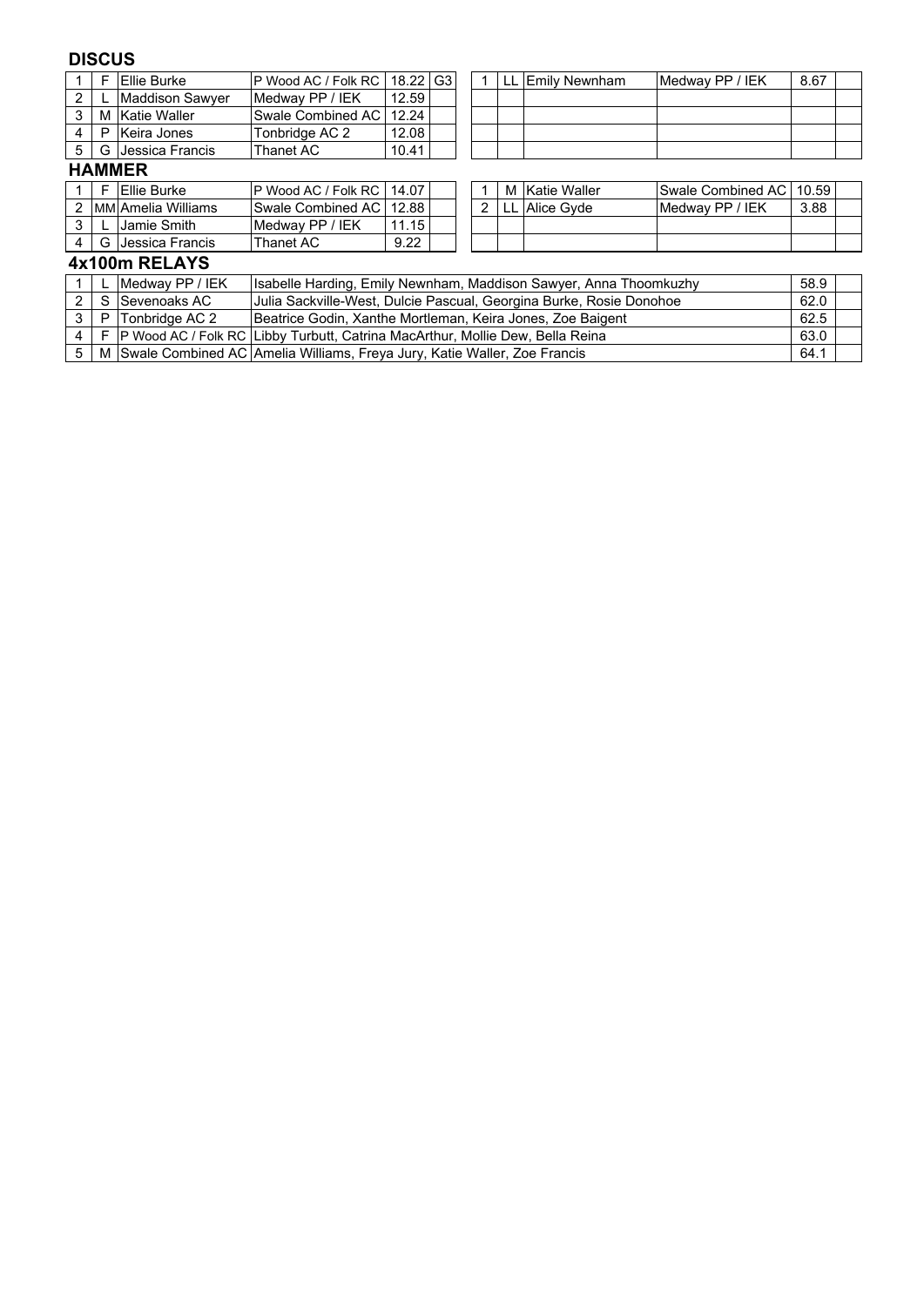## DISCUS

| | | | | | |
|---|---|---|---|---|---|
| 1 | F | Ellie Burke | P Wood AC / Folk RC | 18.22 | G3 |
| 2 | L | Maddison Sawyer | Medway PP / IEK | 12.59 | |
| 3 | M | Katie Waller | Swale Combined AC | 12.24 | |
| 4 | P | Keira Jones | Tonbridge AC 2 | 12.08 | |
| 5 | G | Jessica Francis | Thanet AC | 10.41 | |

| | | | | | |
|---|---|---|---|---|---|
| 1 | LL | Emily Newnham | Medway PP / IEK | 8.67 | |

## HAMMER

| | | | | | |
|---|---|---|---|---|---|
| 1 | F | Ellie Burke | P Wood AC / Folk RC | 14.07 | |
| 2 | MM | Amelia Williams | Swale Combined AC | 12.88 | |
| 3 | L | Jamie Smith | Medway PP / IEK | 11.15 | |
| 4 | G | Jessica Francis | Thanet AC | 9.22 | |

| | | | | | |
|---|---|---|---|---|---|
| 1 | M | Katie Waller | Swale Combined AC | 10.59 | |
| 2 | LL | Alice Gyde | Medway PP / IEK | 3.88 | |

## 4x100m RELAYS

| | | | | | |
|---|---|---|---|---|---|
| 1 | L | Medway PP / IEK | Isabelle Harding, Emily Newnham, Maddison Sawyer, Anna Thoomkuzhy | 58.9 | |
| 2 | S | Sevenoaks AC | Julia Sackville-West, Dulcie Pascual, Georgina Burke, Rosie Donohoe | 62.0 | |
| 3 | P | Tonbridge AC 2 | Beatrice Godin, Xanthe Mortleman, Keira Jones, Zoe Baigent | 62.5 | |
| 4 | F | P Wood AC / Folk RC | Libby Turbutt, Catrina MacArthur, Mollie Dew, Bella Reina | 63.0 | |
| 5 | M | Swale Combined AC | Amelia Williams, Freya Jury, Katie Waller, Zoe Francis | 64.1 | |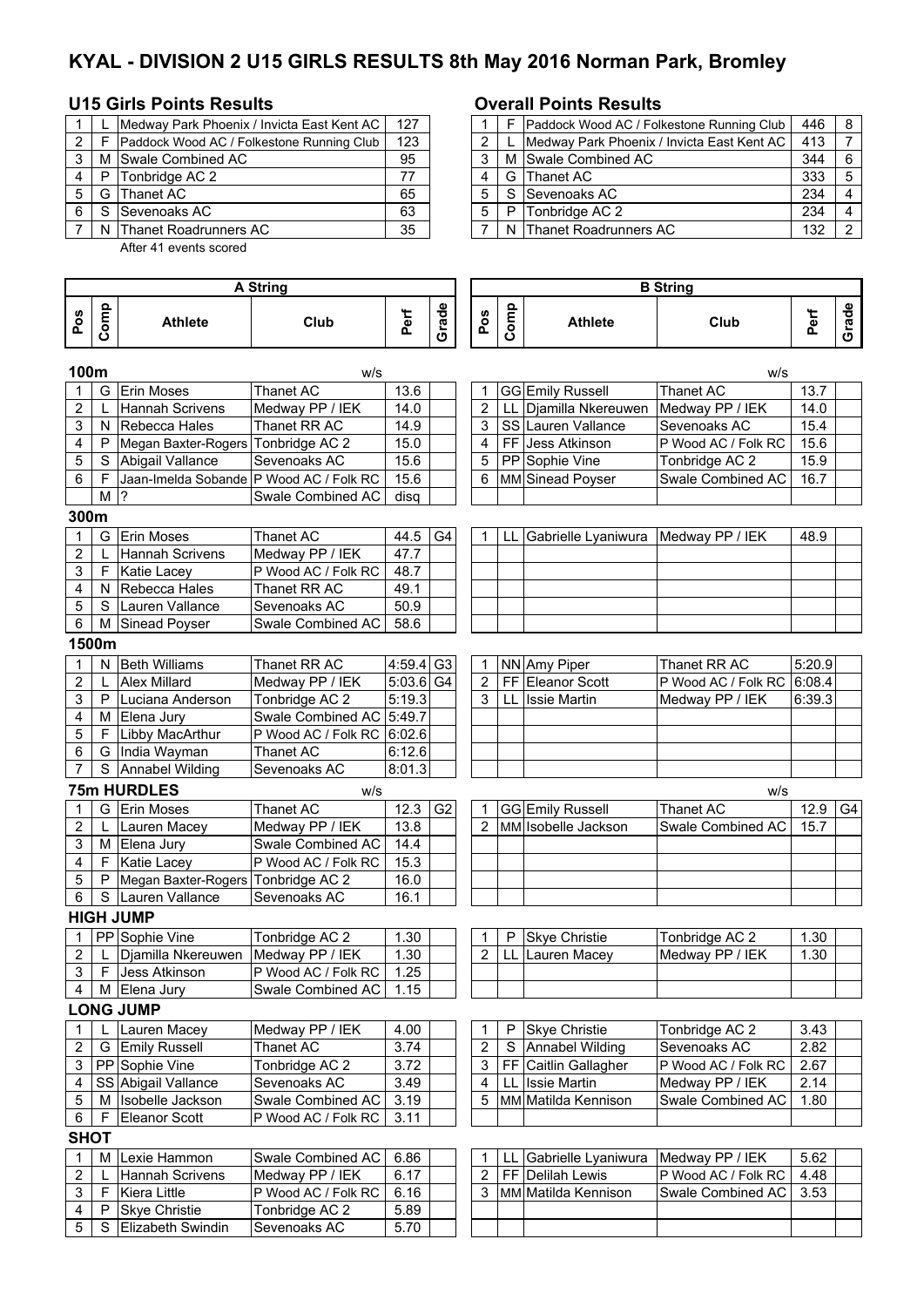# KYAL - DIVISION 2 U15 GIRLS RESULTS 8th May 2016 Norman Park, Bromley

## U15 Girls Points Results

| | | | |
|---|---|---|---|
| 1 | L | Medway Park Phoenix / Invicta East Kent AC | 127 |
| 2 | F | Paddock Wood AC / Folkestone Running Club | 123 |
| 3 | M | Swale Combined AC | 95 |
| 4 | P | Tonbridge AC 2 | 77 |
| 5 | G | Thanet AC | 65 |
| 6 | S | Sevenoaks AC | 63 |
| 7 | N | Thanet Roadrunners AC | 35 |

After 41 events scored

## Overall Points Results

| | | | | |
|---|---|---|---|---|
| 1 | F | Paddock Wood AC / Folkestone Running Club | 446 | 8 |
| 2 | L | Medway Park Phoenix / Invicta East Kent AC | 413 | 7 |
| 3 | M | Swale Combined AC | 344 | 6 |
| 4 | G | Thanet AC | 333 | 5 |
| 5 | S | Sevenoaks AC | 234 | 4 |
| 5 | P | Tonbridge AC 2 | 234 | 4 |
| 7 | N | Thanet Roadrunners AC | 132 | 2 |

## 100m

A String (w/s)

| Pos | Comp | Athlete | Club | Perf | Grade |
|---|---|---|---|---|---|
| 1 | G | Erin Moses | Thanet AC | 13.6 | |
| 2 | L | Hannah Scrivens | Medway PP / IEK | 14.0 | |
| 3 | N | Rebecca Hales | Thanet RR AC | 14.9 | |
| 4 | P | Megan Baxter-Rogers | Tonbridge AC 2 | 15.0 | |
| 5 | S | Abigail Vallance | Sevenoaks AC | 15.6 | |
| 6 | F | Jaan-Imelda Sobande | P Wood AC / Folk RC | 15.6 | |
| | M | ? | Swale Combined AC | disq | |

B String (w/s)

| Pos | Comp | Athlete | Club | Perf | Grade |
|---|---|---|---|---|---|
| 1 | GG | Emily Russell | Thanet AC | 13.7 | |
| 2 | LL | Djamilla Nkereuwen | Medway PP / IEK | 14.0 | |
| 3 | SS | Lauren Vallance | Sevenoaks AC | 15.4 | |
| 4 | FF | Jess Atkinson | P Wood AC / Folk RC | 15.6 | |
| 5 | PP | Sophie Vine | Tonbridge AC 2 | 15.9 | |
| 6 | MM | Sinead Poyser | Swale Combined AC | 16.7 | |

## 300m

A String

| Pos | Comp | Athlete | Club | Perf | Grade |
|---|---|---|---|---|---|
| 1 | G | Erin Moses | Thanet AC | 44.5 | G4 |
| 2 | L | Hannah Scrivens | Medway PP / IEK | 47.7 | |
| 3 | F | Katie Lacey | P Wood AC / Folk RC | 48.7 | |
| 4 | N | Rebecca Hales | Thanet RR AC | 49.1 | |
| 5 | S | Lauren Vallance | Sevenoaks AC | 50.9 | |
| 6 | M | Sinead Poyser | Swale Combined AC | 58.6 | |

B String

| Pos | Comp | Athlete | Club | Perf | Grade |
|---|---|---|---|---|---|
| 1 | LL | Gabrielle Lyaniwura | Medway PP / IEK | 48.9 | |

## 1500m

A String

| Pos | Comp | Athlete | Club | Perf | Grade |
|---|---|---|---|---|---|
| 1 | N | Beth Williams | Thanet RR AC | 4:59.4 | G3 |
| 2 | L | Alex Millard | Medway PP / IEK | 5:03.6 | G4 |
| 3 | P | Luciana Anderson | Tonbridge AC 2 | 5:19.3 | |
| 4 | M | Elena Jury | Swale Combined AC | 5:49.7 | |
| 5 | F | Libby MacArthur | P Wood AC / Folk RC | 6:02.6 | |
| 6 | G | India Wayman | Thanet AC | 6:12.6 | |
| 7 | S | Annabel Wilding | Sevenoaks AC | 8:01.3 | |

B String

| Pos | Comp | Athlete | Club | Perf | Grade |
|---|---|---|---|---|---|
| 1 | NN | Amy Piper | Thanet RR AC | 5:20.9 | |
| 2 | FF | Eleanor Scott | P Wood AC / Folk RC | 6:08.4 | |
| 3 | LL | Issie Martin | Medway PP / IEK | 6:39.3 | |

## 75m HURDLES

A String (w/s)

| Pos | Comp | Athlete | Club | Perf | Grade |
|---|---|---|---|---|---|
| 1 | G | Erin Moses | Thanet AC | 12.3 | G2 |
| 2 | L | Lauren Macey | Medway PP / IEK | 13.8 | |
| 3 | M | Elena Jury | Swale Combined AC | 14.4 | |
| 4 | F | Katie Lacey | P Wood AC / Folk RC | 15.3 | |
| 5 | P | Megan Baxter-Rogers | Tonbridge AC 2 | 16.0 | |
| 6 | S | Lauren Vallance | Sevenoaks AC | 16.1 | |

B String (w/s)

| Pos | Comp | Athlete | Club | Perf | Grade |
|---|---|---|---|---|---|
| 1 | GG | Emily Russell | Thanet AC | 12.9 | G4 |
| 2 | MM | Isobelle Jackson | Swale Combined AC | 15.7 | |

## HIGH JUMP

A String

| Pos | Comp | Athlete | Club | Perf | Grade |
|---|---|---|---|---|---|
| 1 | PP | Sophie Vine | Tonbridge AC 2 | 1.30 | |
| 2 | L | Djamilla Nkereuwen | Medway PP / IEK | 1.30 | |
| 3 | F | Jess Atkinson | P Wood AC / Folk RC | 1.25 | |
| 4 | M | Elena Jury | Swale Combined AC | 1.15 | |

B String

| Pos | Comp | Athlete | Club | Perf | Grade |
|---|---|---|---|---|---|
| 1 | P | Skye Christie | Tonbridge AC 2 | 1.30 | |
| 2 | LL | Lauren Macey | Medway PP / IEK | 1.30 | |

## LONG JUMP

A String

| Pos | Comp | Athlete | Club | Perf | Grade |
|---|---|---|---|---|---|
| 1 | L | Lauren Macey | Medway PP / IEK | 4.00 | |
| 2 | G | Emily Russell | Thanet AC | 3.74 | |
| 3 | PP | Sophie Vine | Tonbridge AC 2 | 3.72 | |
| 4 | SS | Abigail Vallance | Sevenoaks AC | 3.49 | |
| 5 | M | Isobelle Jackson | Swale Combined AC | 3.19 | |
| 6 | F | Eleanor Scott | P Wood AC / Folk RC | 3.11 | |

B String

| Pos | Comp | Athlete | Club | Perf | Grade |
|---|---|---|---|---|---|
| 1 | P | Skye Christie | Tonbridge AC 2 | 3.43 | |
| 2 | S | Annabel Wilding | Sevenoaks AC | 2.82 | |
| 3 | FF | Caitlin Gallagher | P Wood AC / Folk RC | 2.67 | |
| 4 | LL | Issie Martin | Medway PP / IEK | 2.14 | |
| 5 | MM | Matilda Kennison | Swale Combined AC | 1.80 | |

## SHOT

A String

| Pos | Comp | Athlete | Club | Perf | Grade |
|---|---|---|---|---|---|
| 1 | M | Lexie Hammon | Swale Combined AC | 6.86 | |
| 2 | L | Hannah Scrivens | Medway PP / IEK | 6.17 | |
| 3 | F | Kiera Little | P Wood AC / Folk RC | 6.16 | |
| 4 | P | Skye Christie | Tonbridge AC 2 | 5.89 | |
| 5 | S | Elizabeth Swindin | Sevenoaks AC | 5.70 | |

B String

| Pos | Comp | Athlete | Club | Perf | Grade |
|---|---|---|---|---|---|
| 1 | LL | Gabrielle Lyaniwura | Medway PP / IEK | 5.62 | |
| 2 | FF | Delilah Lewis | P Wood AC / Folk RC | 4.48 | |
| 3 | MM | Matilda Kennison | Swale Combined AC | 3.53 | |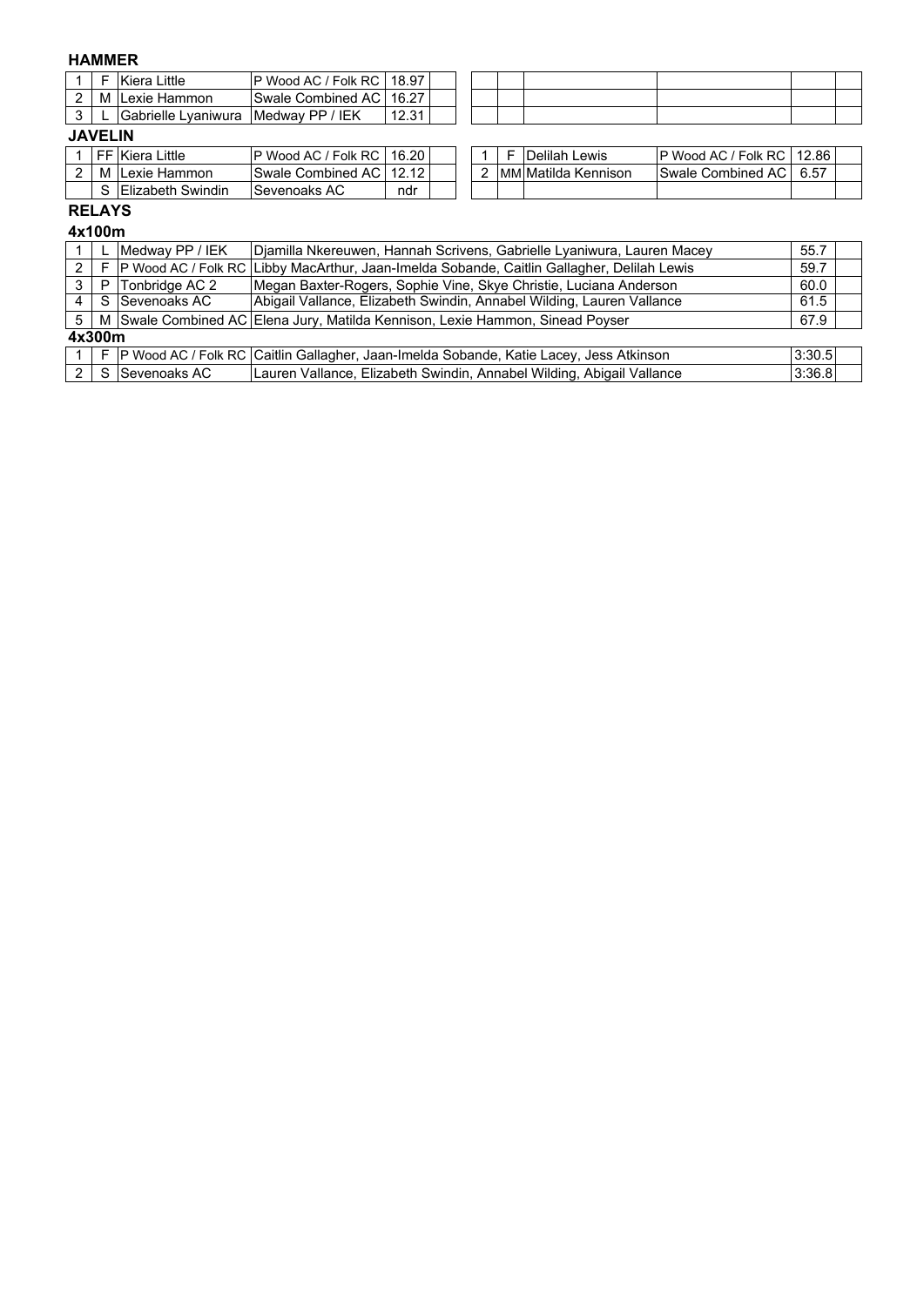## HAMMER

| | | | | | |
|---|---|---|---|---|---|
| 1 | F | Kiera Little | P Wood AC / Folk RC | 18.97 | |
| 2 | M | Lexie Hammon | Swale Combined AC | 16.27 | |
| 3 | L | Gabrielle Lyaniwura | Medway PP / IEK | 12.31 | |

## JAVELIN

| | | | | | |
|---|---|---|---|---|---|
| 1 | FF | Kiera Little | P Wood AC / Folk RC | 16.20 | |
| 2 | M | Lexie Hammon | Swale Combined AC | 12.12 | |
| | S | Elizabeth Swindin | Sevenoaks AC | ndr | |

| | | | | | |
|---|---|---|---|---|---|
| 1 | F | Delilah Lewis | P Wood AC / Folk RC | 12.86 | |
| 2 | MM | Matilda Kennison | Swale Combined AC | 6.57 | |

## RELAYS

### 4x100m

| | | | | | |
|---|---|---|---|---|---|
| 1 | L | Medway PP / IEK | Djamilla Nkereuwen, Hannah Scrivens, Gabrielle Lyaniwura, Lauren Macey | 55.7 | |
| 2 | F | P Wood AC / Folk RC | Libby MacArthur, Jaan-Imelda Sobande, Caitlin Gallagher, Delilah Lewis | 59.7 | |
| 3 | P | Tonbridge AC 2 | Megan Baxter-Rogers, Sophie Vine, Skye Christie, Luciana Anderson | 60.0 | |
| 4 | S | Sevenoaks AC | Abigail Vallance, Elizabeth Swindin, Annabel Wilding, Lauren Vallance | 61.5 | |
| 5 | M | Swale Combined AC | Elena Jury, Matilda Kennison, Lexie Hammon, Sinead Poyser | 67.9 | |

### 4x300m

| | | | | | |
|---|---|---|---|---|---|
| 1 | F | P Wood AC / Folk RC | Caitlin Gallagher, Jaan-Imelda Sobande, Katie Lacey, Jess Atkinson | 3:30.5 | |
| 2 | S | Sevenoaks AC | Lauren Vallance, Elizabeth Swindin, Annabel Wilding, Abigail Vallance | 3:36.8 | |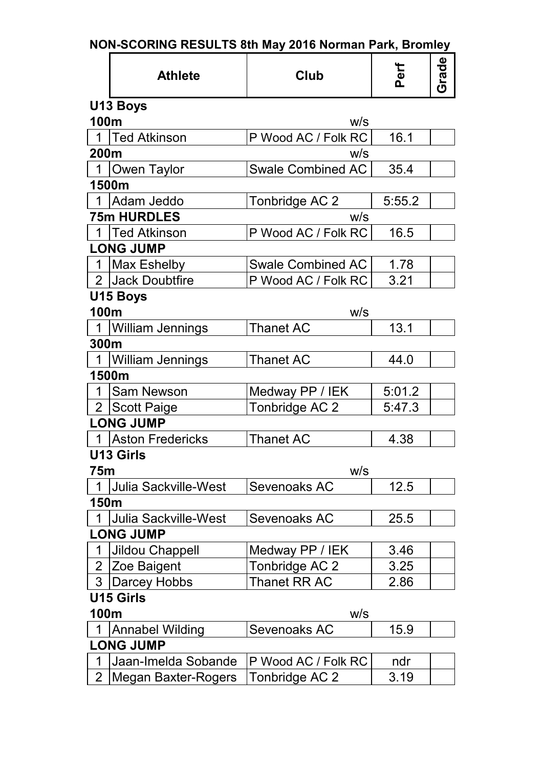# NON-SCORING RESULTS 8th May 2016 Norman Park, Bromley

| | Athlete | Club | Perf | Grade |
|---|---|---|---|---|
| | **U13 Boys** | | | |
| | **100m** | w/s | | |
| 1 | Ted Atkinson | P Wood AC / Folk RC | 16.1 | |
| | **200m** | w/s | | |
| 1 | Owen Taylor | Swale Combined AC | 35.4 | |
| | **1500m** | | | |
| 1 | Adam Jeddo | Tonbridge AC 2 | 5:55.2 | |
| | **75m HURDLES** | w/s | | |
| 1 | Ted Atkinson | P Wood AC / Folk RC | 16.5 | |
| | **LONG JUMP** | | | |
| 1 | Max Eshelby | Swale Combined AC | 1.78 | |
| 2 | Jack Doubtfire | P Wood AC / Folk RC | 3.21 | |
| | **U15 Boys** | | | |
| | **100m** | w/s | | |
| 1 | William Jennings | Thanet AC | 13.1 | |
| | **300m** | | | |
| 1 | William Jennings | Thanet AC | 44.0 | |
| | **1500m** | | | |
| 1 | Sam Newson | Medway PP / IEK | 5:01.2 | |
| 2 | Scott Paige | Tonbridge AC 2 | 5:47.3 | |
| | **LONG JUMP** | | | |
| 1 | Aston Fredericks | Thanet AC | 4.38 | |
| | **U13 Girls** | | | |
| | **75m** | w/s | | |
| 1 | Julia Sackville-West | Sevenoaks AC | 12.5 | |
| | **150m** | | | |
| 1 | Julia Sackville-West | Sevenoaks AC | 25.5 | |
| | **LONG JUMP** | | | |
| 1 | Jildou Chappell | Medway PP / IEK | 3.46 | |
| 2 | Zoe Baigent | Tonbridge AC 2 | 3.25 | |
| 3 | Darcey Hobbs | Thanet RR AC | 2.86 | |
| | **U15 Girls** | | | |
| | **100m** | w/s | | |
| 1 | Annabel Wilding | Sevenoaks AC | 15.9 | |
| | **LONG JUMP** | | | |
| 1 | Jaan-Imelda Sobande | P Wood AC / Folk RC | ndr | |
| 2 | Megan Baxter-Rogers | Tonbridge AC 2 | 3.19 | |